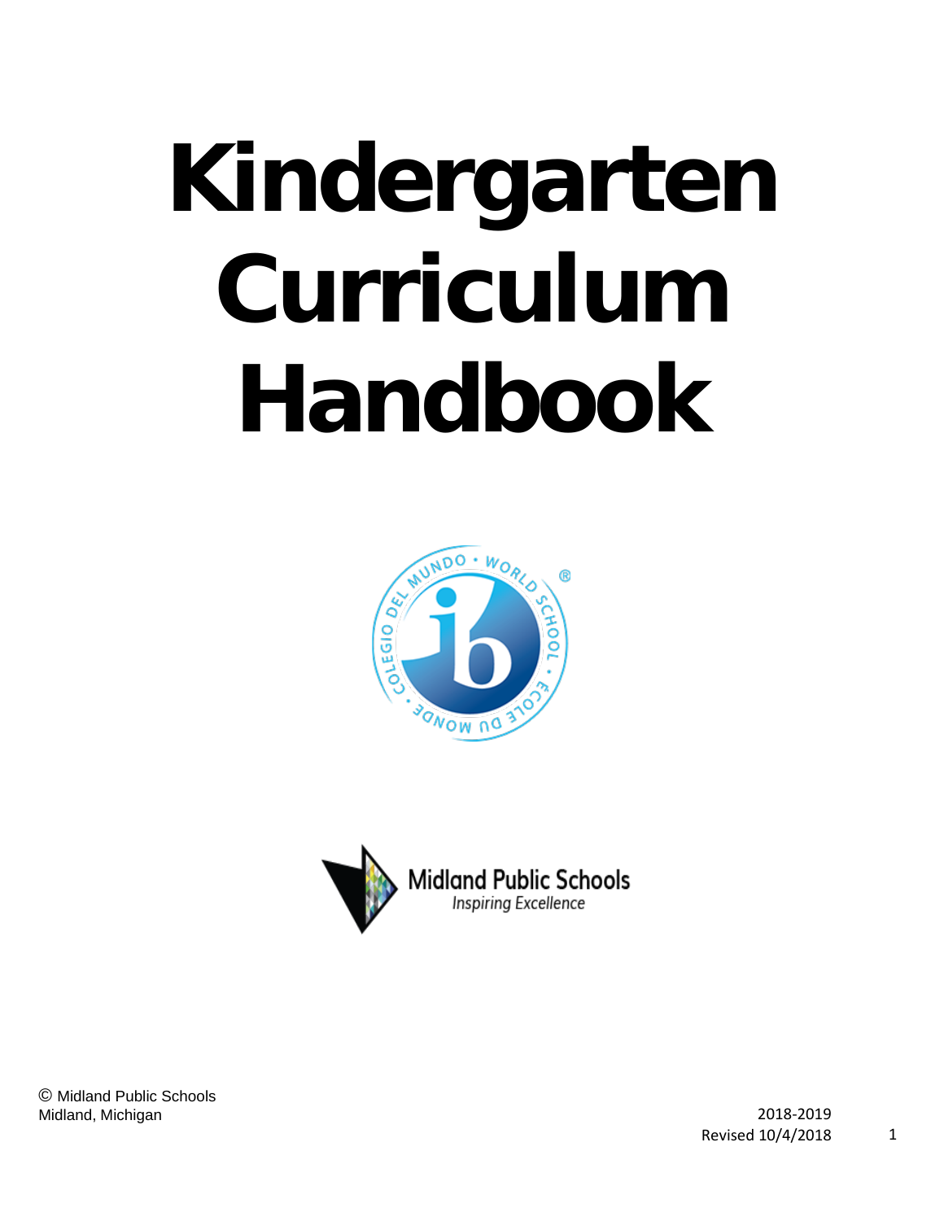# Kindergarten Curriculum Handbook

Midland Public Schools
*Inspiring Excellence*

© Midland Public Schools
Midland, Michigan

2018-2019
Revised 10/4/2018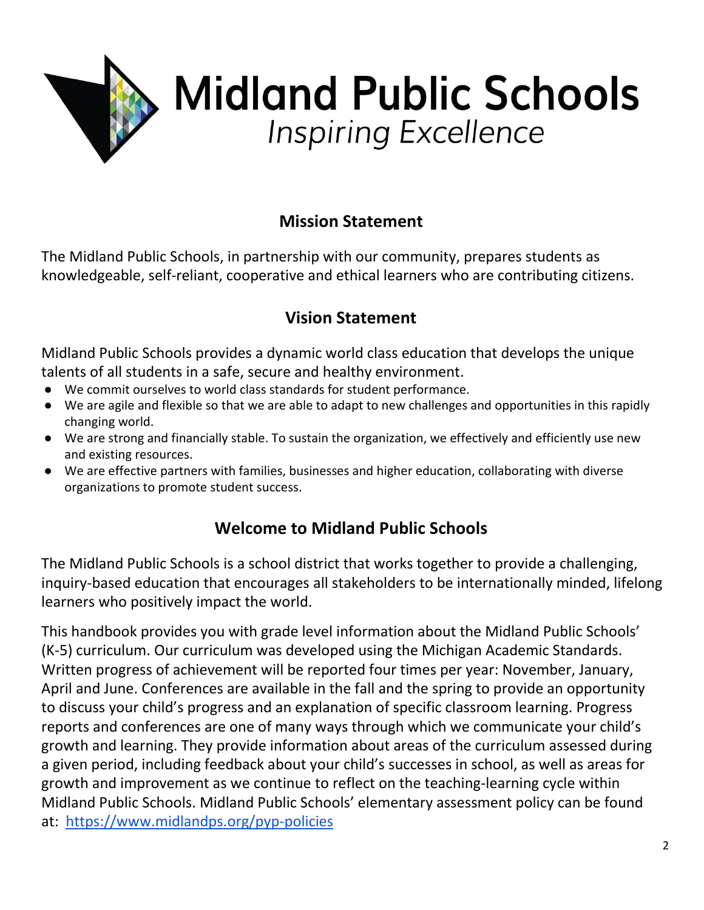# Midland Public Schools

*Inspiring Excellence*

## Mission Statement

The Midland Public Schools, in partnership with our community, prepares students as knowledgeable, self-reliant, cooperative and ethical learners who are contributing citizens.

## Vision Statement

Midland Public Schools provides a dynamic world class education that develops the unique talents of all students in a safe, secure and healthy environment.

- We commit ourselves to world class standards for student performance.
- We are agile and flexible so that we are able to adapt to new challenges and opportunities in this rapidly changing world.
- We are strong and financially stable. To sustain the organization, we effectively and efficiently use new and existing resources.
- We are effective partners with families, businesses and higher education, collaborating with diverse organizations to promote student success.

## Welcome to Midland Public Schools

The Midland Public Schools is a school district that works together to provide a challenging, inquiry-based education that encourages all stakeholders to be internationally minded, lifelong learners who positively impact the world.

This handbook provides you with grade level information about the Midland Public Schools' (K-5) curriculum. Our curriculum was developed using the Michigan Academic Standards. Written progress of achievement will be reported four times per year: November, January, April and June. Conferences are available in the fall and the spring to provide an opportunity to discuss your child's progress and an explanation of specific classroom learning. Progress reports and conferences are one of many ways through which we communicate your child's growth and learning. They provide information about areas of the curriculum assessed during a given period, including feedback about your child's successes in school, as well as areas for growth and improvement as we continue to reflect on the teaching-learning cycle within Midland Public Schools. Midland Public Schools' elementary assessment policy can be found at: [https://www.midlandps.org/pyp-policies](https://www.midlandps.org/pyp-policies)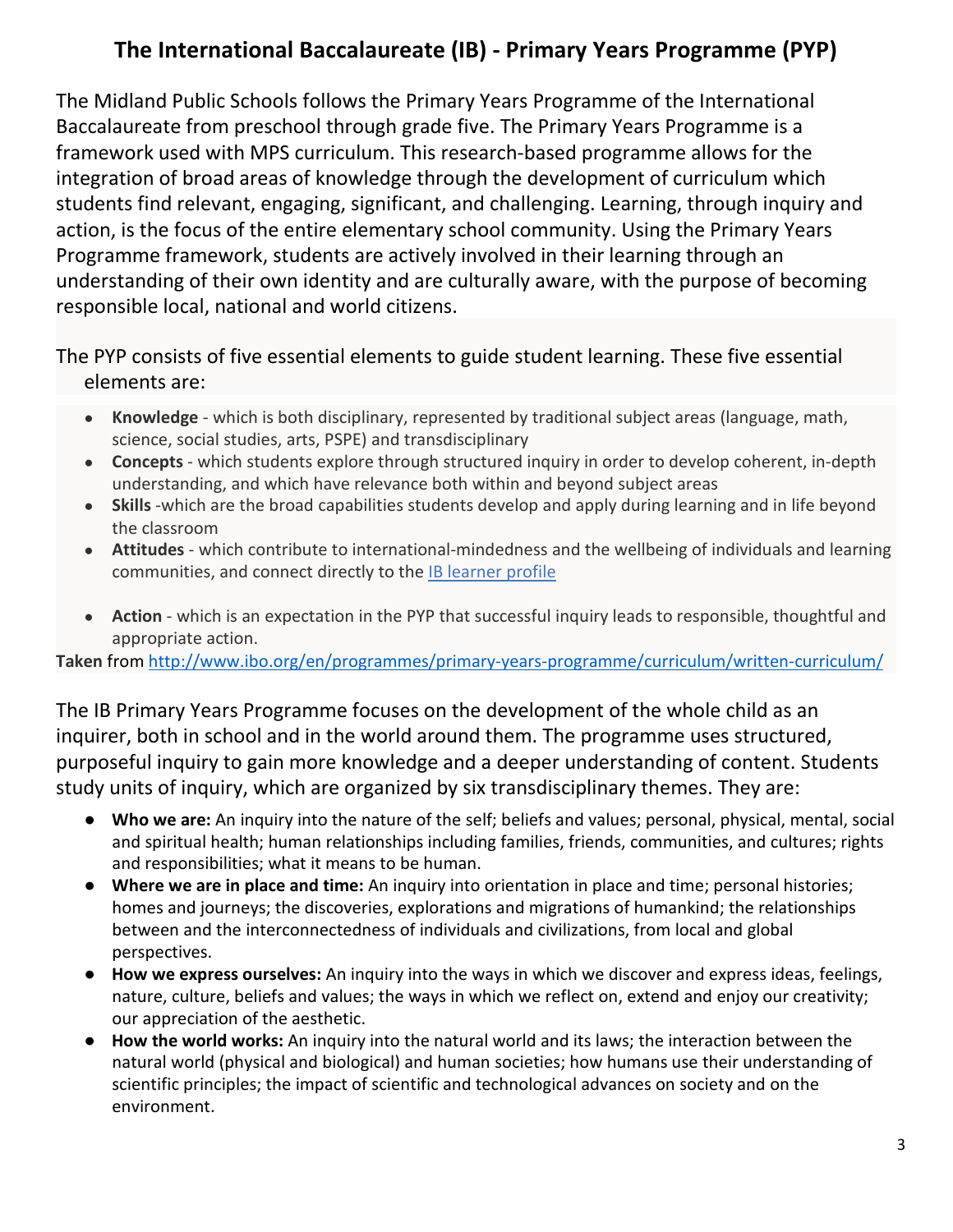# The International Baccalaureate (IB) - Primary Years Programme (PYP)

The Midland Public Schools follows the Primary Years Programme of the International Baccalaureate from preschool through grade five. The Primary Years Programme is a framework used with MPS curriculum. This research-based programme allows for the integration of broad areas of knowledge through the development of curriculum which students find relevant, engaging, significant, and challenging. Learning, through inquiry and action, is the focus of the entire elementary school community. Using the Primary Years Programme framework, students are actively involved in their learning through an understanding of their own identity and are culturally aware, with the purpose of becoming responsible local, national and world citizens.

The PYP consists of five essential elements to guide student learning. These five essential elements are:

- **Knowledge** - which is both disciplinary, represented by traditional subject areas (language, math, science, social studies, arts, PSPE) and transdisciplinary
- **Concepts** - which students explore through structured inquiry in order to develop coherent, in-depth understanding, and which have relevance both within and beyond subject areas
- **Skills** -which are the broad capabilities students develop and apply during learning and in life beyond the classroom
- **Attitudes** - which contribute to international-mindedness and the wellbeing of individuals and learning communities, and connect directly to the IB learner profile
- **Action** - which is an expectation in the PYP that successful inquiry leads to responsible, thoughtful and appropriate action.

**Taken** from http://www.ibo.org/en/programmes/primary-years-programme/curriculum/written-curriculum/

The IB Primary Years Programme focuses on the development of the whole child as an inquirer, both in school and in the world around them. The programme uses structured, purposeful inquiry to gain more knowledge and a deeper understanding of content. Students study units of inquiry, which are organized by six transdisciplinary themes. They are:

- **Who we are:** An inquiry into the nature of the self; beliefs and values; personal, physical, mental, social and spiritual health; human relationships including families, friends, communities, and cultures; rights and responsibilities; what it means to be human.
- **Where we are in place and time:** An inquiry into orientation in place and time; personal histories; homes and journeys; the discoveries, explorations and migrations of humankind; the relationships between and the interconnectedness of individuals and civilizations, from local and global perspectives.
- **How we express ourselves:** An inquiry into the ways in which we discover and express ideas, feelings, nature, culture, beliefs and values; the ways in which we reflect on, extend and enjoy our creativity; our appreciation of the aesthetic.
- **How the world works:** An inquiry into the natural world and its laws; the interaction between the natural world (physical and biological) and human societies; how humans use their understanding of scientific principles; the impact of scientific and technological advances on society and on the environment.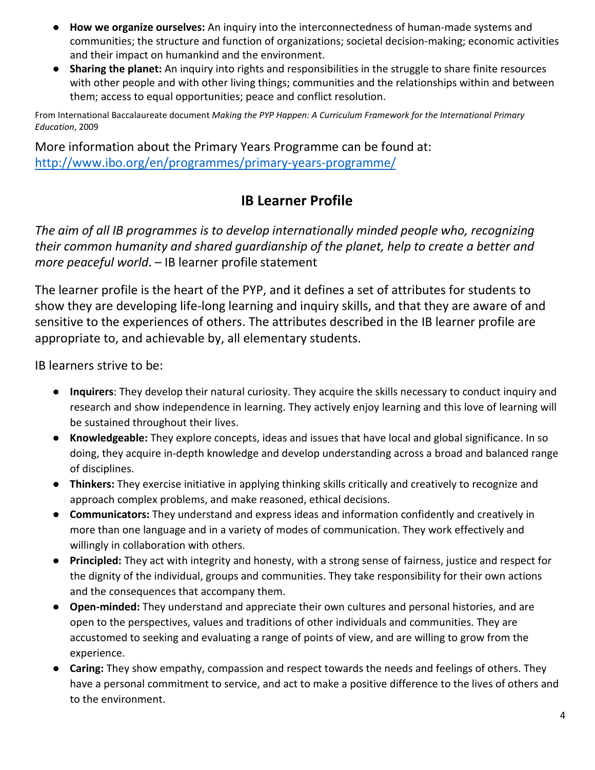- **How we organize ourselves:** An inquiry into the interconnectedness of human-made systems and communities; the structure and function of organizations; societal decision-making; economic activities and their impact on humankind and the environment.
- **Sharing the planet:** An inquiry into rights and responsibilities in the struggle to share finite resources with other people and with other living things; communities and the relationships within and between them; access to equal opportunities; peace and conflict resolution.

From International Baccalaureate document *Making the PYP Happen: A Curriculum Framework for the International Primary Education*, 2009

More information about the Primary Years Programme can be found at: [http://www.ibo.org/en/programmes/primary-years-programme/](http://www.ibo.org/en/programmes/primary-years-programme/)

## IB Learner Profile

*The aim of all IB programmes is to develop internationally minded people who, recognizing their common humanity and shared guardianship of the planet, help to create a better and more peaceful world*. – IB learner profile statement

The learner profile is the heart of the PYP, and it defines a set of attributes for students to show they are developing life-long learning and inquiry skills, and that they are aware of and sensitive to the experiences of others. The attributes described in the IB learner profile are appropriate to, and achievable by, all elementary students.

IB learners strive to be:

- **Inquirers**: They develop their natural curiosity. They acquire the skills necessary to conduct inquiry and research and show independence in learning. They actively enjoy learning and this love of learning will be sustained throughout their lives.
- **Knowledgeable:** They explore concepts, ideas and issues that have local and global significance. In so doing, they acquire in-depth knowledge and develop understanding across a broad and balanced range of disciplines.
- **Thinkers:** They exercise initiative in applying thinking skills critically and creatively to recognize and approach complex problems, and make reasoned, ethical decisions.
- **Communicators:** They understand and express ideas and information confidently and creatively in more than one language and in a variety of modes of communication. They work effectively and willingly in collaboration with others.
- **Principled:** They act with integrity and honesty, with a strong sense of fairness, justice and respect for the dignity of the individual, groups and communities. They take responsibility for their own actions and the consequences that accompany them.
- **Open-minded:** They understand and appreciate their own cultures and personal histories, and are open to the perspectives, values and traditions of other individuals and communities. They are accustomed to seeking and evaluating a range of points of view, and are willing to grow from the experience.
- **Caring:** They show empathy, compassion and respect towards the needs and feelings of others. They have a personal commitment to service, and act to make a positive difference to the lives of others and to the environment.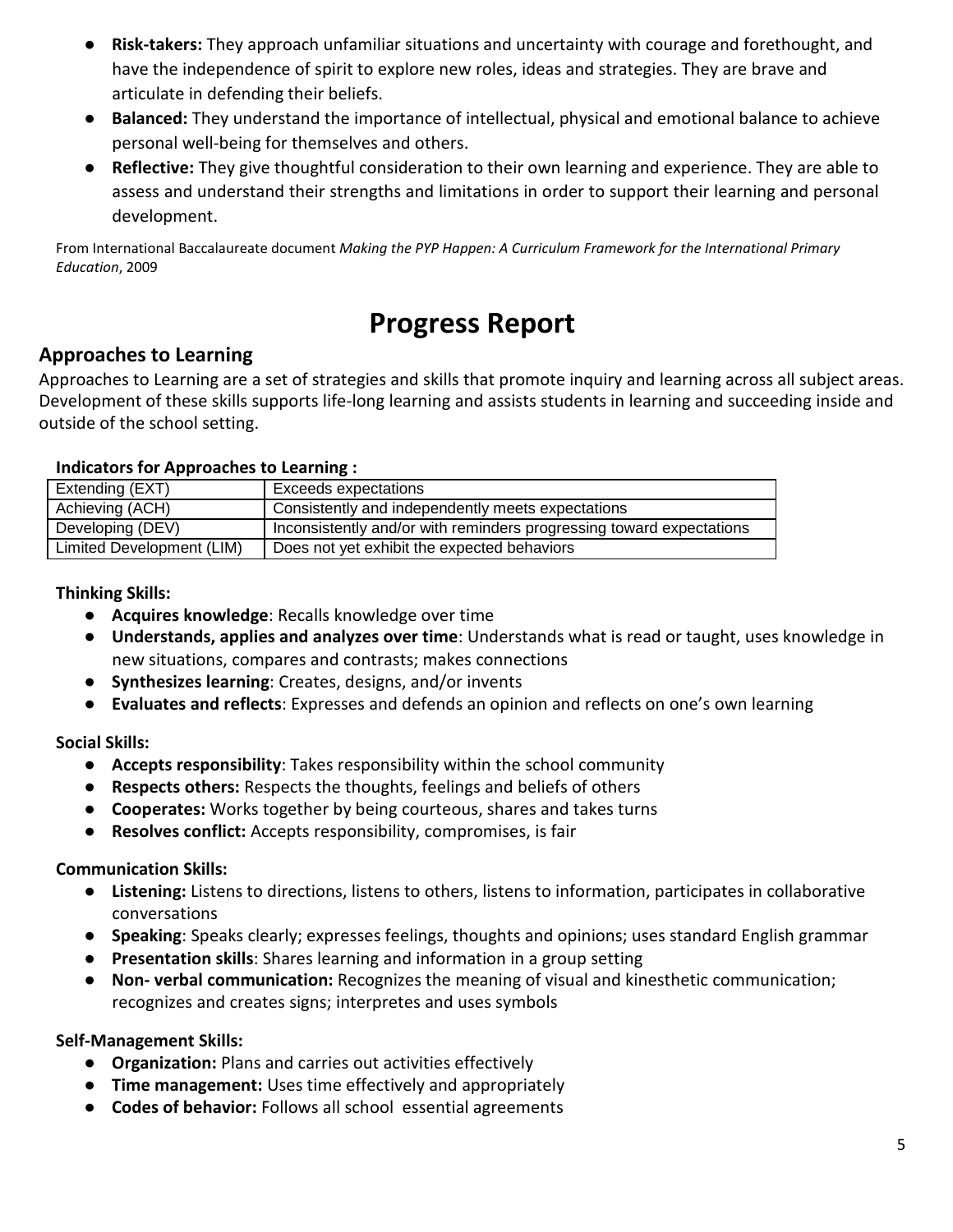- **Risk-takers:** They approach unfamiliar situations and uncertainty with courage and forethought, and have the independence of spirit to explore new roles, ideas and strategies. They are brave and articulate in defending their beliefs.
- **Balanced:** They understand the importance of intellectual, physical and emotional balance to achieve personal well-being for themselves and others.
- **Reflective:** They give thoughtful consideration to their own learning and experience. They are able to assess and understand their strengths and limitations in order to support their learning and personal development.

From International Baccalaureate document *Making the PYP Happen: A Curriculum Framework for the International Primary Education*, 2009

# Progress Report

## Approaches to Learning

Approaches to Learning are a set of strategies and skills that promote inquiry and learning across all subject areas. Development of these skills supports life-long learning and assists students in learning and succeeding inside and outside of the school setting.

**Indicators for Approaches to Learning :**

| Indicator | Description |
|---|---|
| Extending (EXT) | Exceeds expectations |
| Achieving (ACH) | Consistently and independently meets expectations |
| Developing (DEV) | Inconsistently and/or with reminders progressing toward expectations |
| Limited Development (LIM) | Does not yet exhibit the expected behaviors |

**Thinking Skills:**

- **Acquires knowledge**: Recalls knowledge over time
- **Understands, applies and analyzes over time**: Understands what is read or taught, uses knowledge in new situations, compares and contrasts; makes connections
- **Synthesizes learning**: Creates, designs, and/or invents
- **Evaluates and reflects**: Expresses and defends an opinion and reflects on one's own learning

**Social Skills:**

- **Accepts responsibility**: Takes responsibility within the school community
- **Respects others:** Respects the thoughts, feelings and beliefs of others
- **Cooperates:** Works together by being courteous, shares and takes turns
- **Resolves conflict:** Accepts responsibility, compromises, is fair

**Communication Skills:**

- **Listening:** Listens to directions, listens to others, listens to information, participates in collaborative conversations
- **Speaking**: Speaks clearly; expresses feelings, thoughts and opinions; uses standard English grammar
- **Presentation skills**: Shares learning and information in a group setting
- **Non- verbal communication:** Recognizes the meaning of visual and kinesthetic communication; recognizes and creates signs; interpretes and uses symbols

**Self-Management Skills:**

- **Organization:** Plans and carries out activities effectively
- **Time management:** Uses time effectively and appropriately
- **Codes of behavior:** Follows all school essential agreements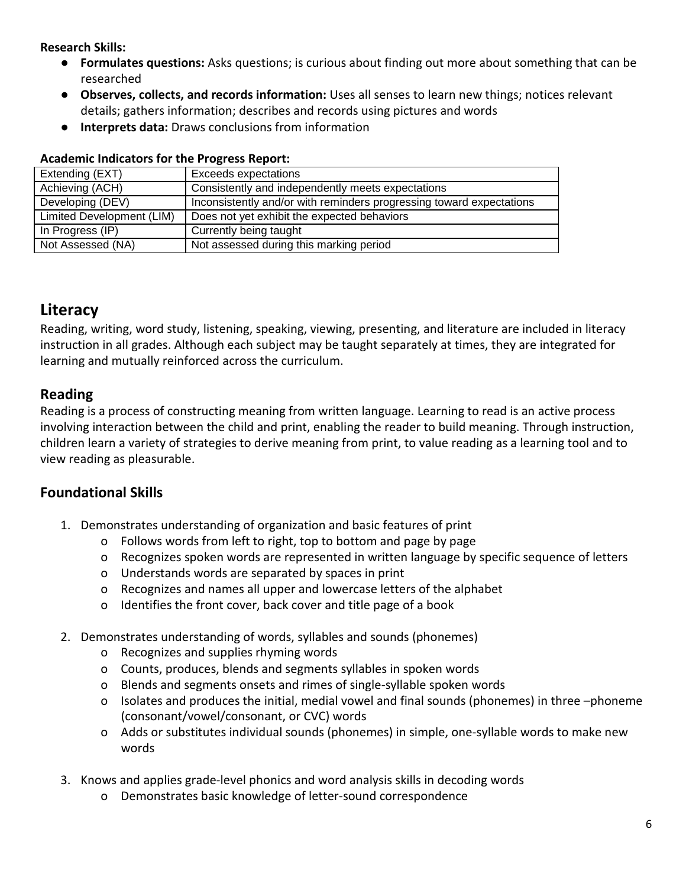**Research Skills:**

- **Formulates questions:** Asks questions; is curious about finding out more about something that can be researched
- **Observes, collects, and records information:** Uses all senses to learn new things; notices relevant details; gathers information; describes and records using pictures and words
- **Interprets data:** Draws conclusions from information

**Academic Indicators for the Progress Report:**

| | |
|---|---|
| Extending (EXT) | Exceeds expectations |
| Achieving (ACH) | Consistently and independently meets expectations |
| Developing (DEV) | Inconsistently and/or with reminders progressing toward expectations |
| Limited Development (LIM) | Does not yet exhibit the expected behaviors |
| In Progress (IP) | Currently being taught |
| Not Assessed (NA) | Not assessed during this marking period |

## Literacy

Reading, writing, word study, listening, speaking, viewing, presenting, and literature are included in literacy instruction in all grades. Although each subject may be taught separately at times, they are integrated for learning and mutually reinforced across the curriculum.

### Reading

Reading is a process of constructing meaning from written language. Learning to read is an active process involving interaction between the child and print, enabling the reader to build meaning. Through instruction, children learn a variety of strategies to derive meaning from print, to value reading as a learning tool and to view reading as pleasurable.

### Foundational Skills

1. Demonstrates understanding of organization and basic features of print
   - Follows words from left to right, top to bottom and page by page
   - Recognizes spoken words are represented in written language by specific sequence of letters
   - Understands words are separated by spaces in print
   - Recognizes and names all upper and lowercase letters of the alphabet
   - Identifies the front cover, back cover and title page of a book

2. Demonstrates understanding of words, syllables and sounds (phonemes)
   - Recognizes and supplies rhyming words
   - Counts, produces, blends and segments syllables in spoken words
   - Blends and segments onsets and rimes of single-syllable spoken words
   - Isolates and produces the initial, medial vowel and final sounds (phonemes) in three –phoneme (consonant/vowel/consonant, or CVC) words
   - Adds or substitutes individual sounds (phonemes) in simple, one-syllable words to make new words

3. Knows and applies grade-level phonics and word analysis skills in decoding words
   - Demonstrates basic knowledge of letter-sound correspondence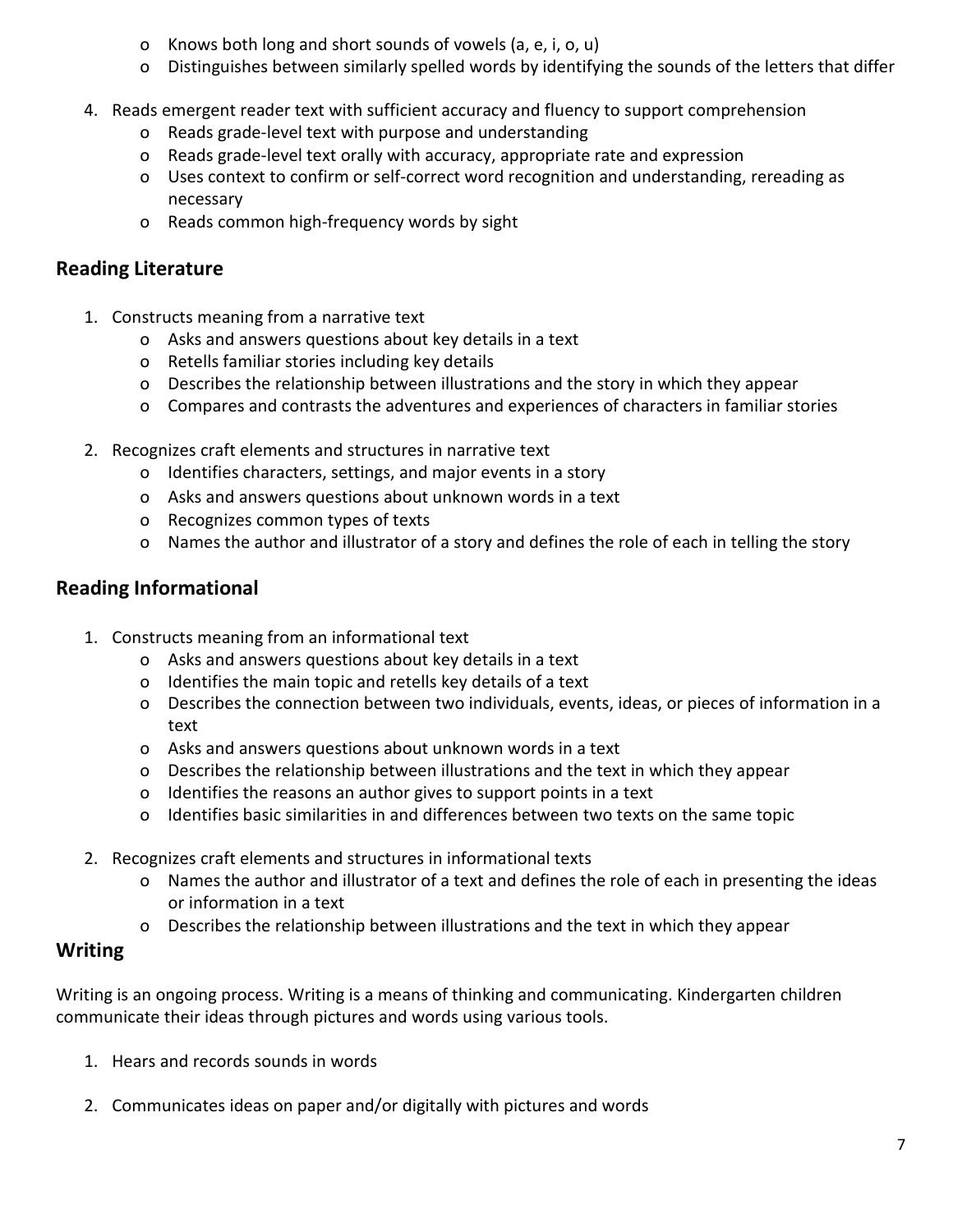- Knows both long and short sounds of vowels (a, e, i, o, u)
  - Distinguishes between similarly spelled words by identifying the sounds of the letters that differ

4. Reads emergent reader text with sufficient accuracy and fluency to support comprehension
   - Reads grade-level text with purpose and understanding
   - Reads grade-level text orally with accuracy, appropriate rate and expression
   - Uses context to confirm or self-correct word recognition and understanding, rereading as necessary
   - Reads common high-frequency words by sight

## Reading Literature

1. Constructs meaning from a narrative text
   - Asks and answers questions about key details in a text
   - Retells familiar stories including key details
   - Describes the relationship between illustrations and the story in which they appear
   - Compares and contrasts the adventures and experiences of characters in familiar stories

2. Recognizes craft elements and structures in narrative text
   - Identifies characters, settings, and major events in a story
   - Asks and answers questions about unknown words in a text
   - Recognizes common types of texts
   - Names the author and illustrator of a story and defines the role of each in telling the story

## Reading Informational

1. Constructs meaning from an informational text
   - Asks and answers questions about key details in a text
   - Identifies the main topic and retells key details of a text
   - Describes the connection between two individuals, events, ideas, or pieces of information in a text
   - Asks and answers questions about unknown words in a text
   - Describes the relationship between illustrations and the text in which they appear
   - Identifies the reasons an author gives to support points in a text
   - Identifies basic similarities in and differences between two texts on the same topic

2. Recognizes craft elements and structures in informational texts
   - Names the author and illustrator of a text and defines the role of each in presenting the ideas or information in a text
   - Describes the relationship between illustrations and the text in which they appear

## Writing

Writing is an ongoing process. Writing is a means of thinking and communicating. Kindergarten children communicate their ideas through pictures and words using various tools.

1. Hears and records sounds in words

2. Communicates ideas on paper and/or digitally with pictures and words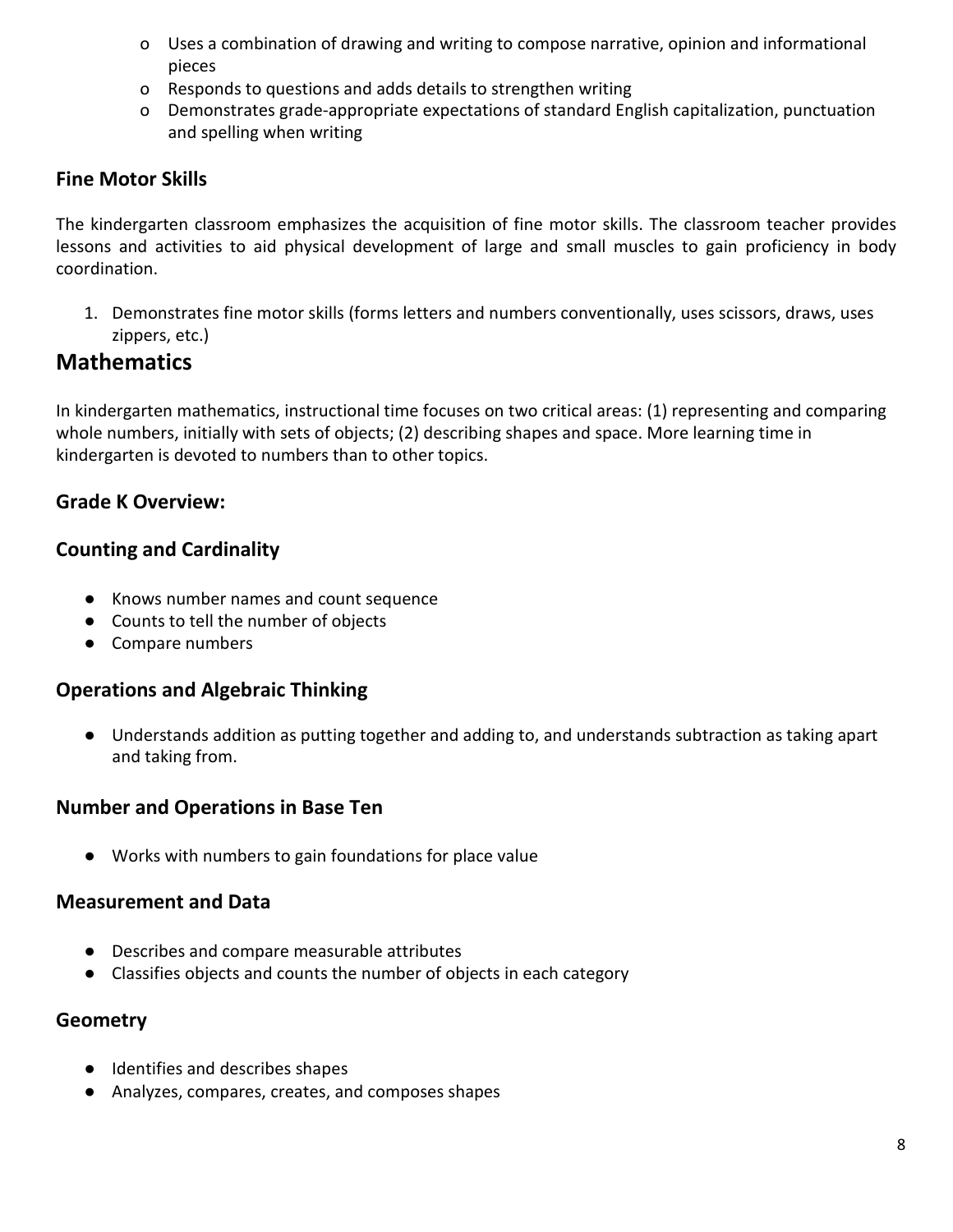- Uses a combination of drawing and writing to compose narrative, opinion and informational pieces
- Responds to questions and adds details to strengthen writing
- Demonstrates grade-appropriate expectations of standard English capitalization, punctuation and spelling when writing

### Fine Motor Skills

The kindergarten classroom emphasizes the acquisition of fine motor skills. The classroom teacher provides lessons and activities to aid physical development of large and small muscles to gain proficiency in body coordination.

1. Demonstrates fine motor skills (forms letters and numbers conventionally, uses scissors, draws, uses zippers, etc.)

## Mathematics

In kindergarten mathematics, instructional time focuses on two critical areas: (1) representing and comparing whole numbers, initially with sets of objects; (2) describing shapes and space. More learning time in kindergarten is devoted to numbers than to other topics.

### Grade K Overview:

### Counting and Cardinality

- Knows number names and count sequence
- Counts to tell the number of objects
- Compare numbers

### Operations and Algebraic Thinking

- Understands addition as putting together and adding to, and understands subtraction as taking apart and taking from.

### Number and Operations in Base Ten

- Works with numbers to gain foundations for place value

### Measurement and Data

- Describes and compare measurable attributes
- Classifies objects and counts the number of objects in each category

### Geometry

- Identifies and describes shapes
- Analyzes, compares, creates, and composes shapes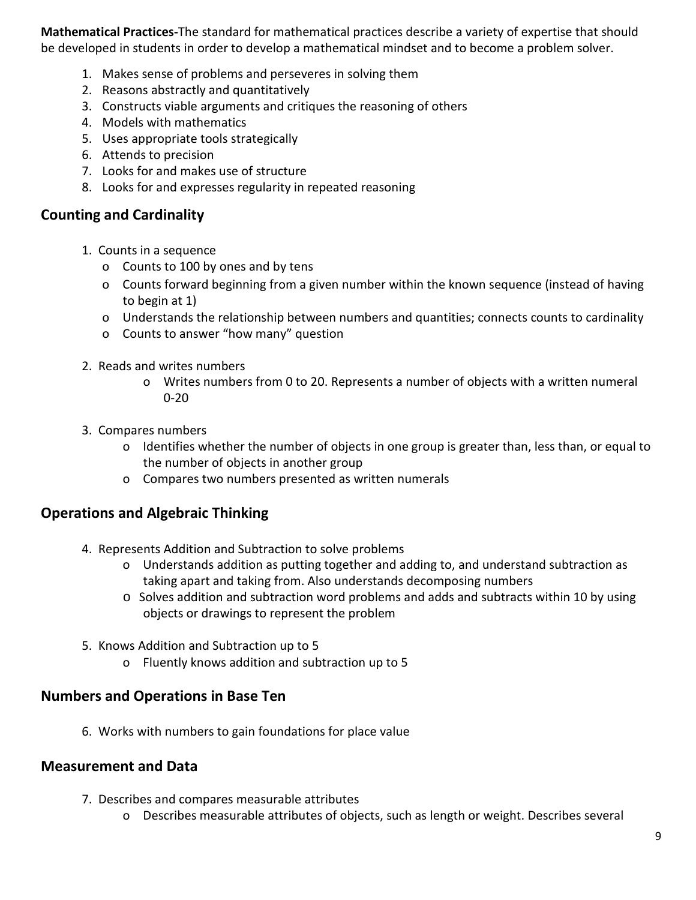**Mathematical Practices-**The standard for mathematical practices describe a variety of expertise that should be developed in students in order to develop a mathematical mindset and to become a problem solver.

1. Makes sense of problems and perseveres in solving them
2. Reasons abstractly and quantitatively
3. Constructs viable arguments and critiques the reasoning of others
4. Models with mathematics
5. Uses appropriate tools strategically
6. Attends to precision
7. Looks for and makes use of structure
8. Looks for and expresses regularity in repeated reasoning

## Counting and Cardinality

1. Counts in a sequence
   - Counts to 100 by ones and by tens
   - Counts forward beginning from a given number within the known sequence (instead of having to begin at 1)
   - Understands the relationship between numbers and quantities; connects counts to cardinality
   - Counts to answer "how many" question

2. Reads and writes numbers
   - Writes numbers from 0 to 20. Represents a number of objects with a written numeral 0-20

3. Compares numbers
   - Identifies whether the number of objects in one group is greater than, less than, or equal to the number of objects in another group
   - Compares two numbers presented as written numerals

## Operations and Algebraic Thinking

4. Represents Addition and Subtraction to solve problems
   - Understands addition as putting together and adding to, and understand subtraction as taking apart and taking from. Also understands decomposing numbers
   - Solves addition and subtraction word problems and adds and subtracts within 10 by using objects or drawings to represent the problem

5. Knows Addition and Subtraction up to 5
   - Fluently knows addition and subtraction up to 5

## Numbers and Operations in Base Ten

6. Works with numbers to gain foundations for place value

## Measurement and Data

7. Describes and compares measurable attributes
   - Describes measurable attributes of objects, such as length or weight. Describes several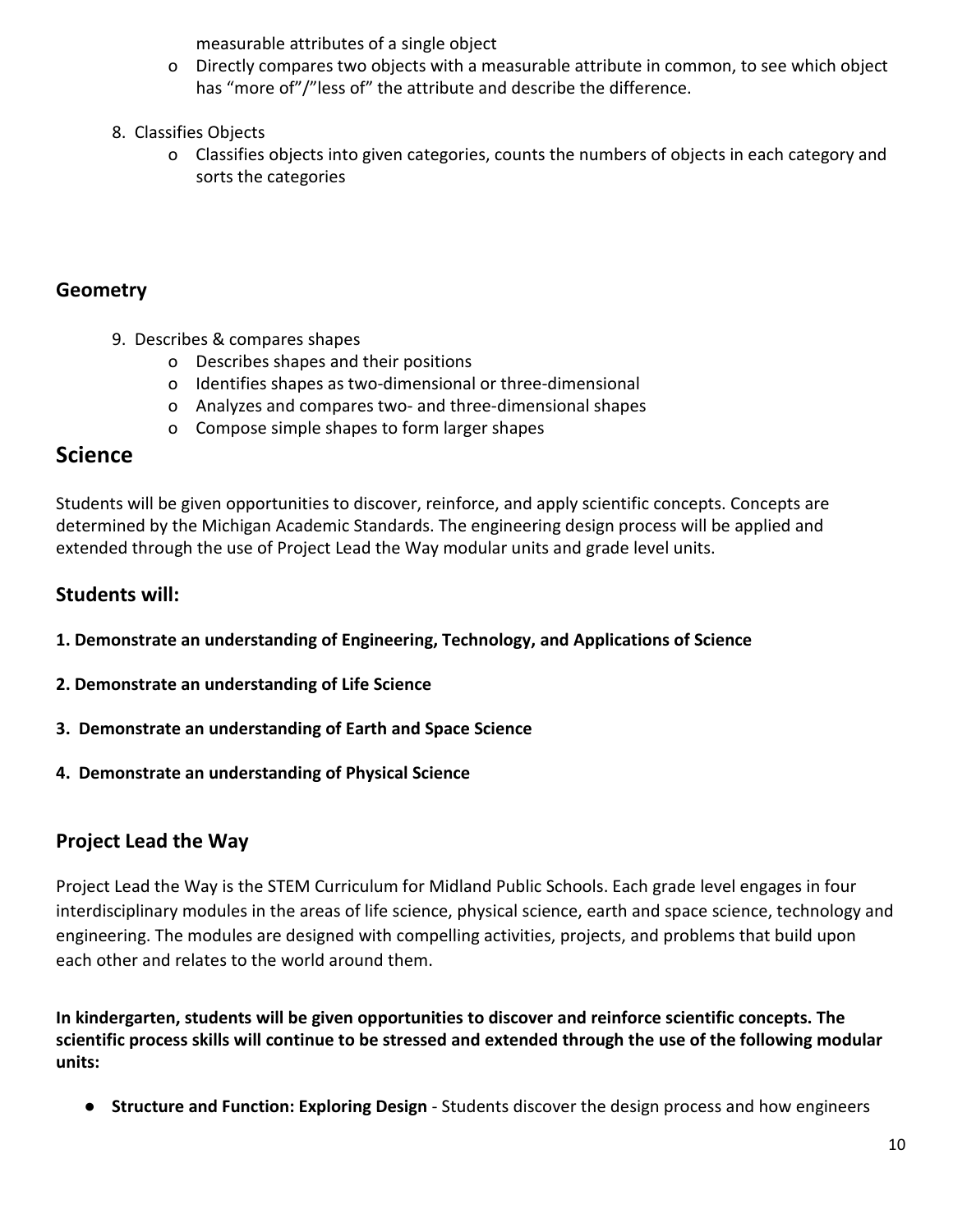measurable attributes of a single object

- o Directly compares two objects with a measurable attribute in common, to see which object has "more of"/"less of" the attribute and describe the difference.

8. Classifies Objects
   - o Classifies objects into given categories, counts the numbers of objects in each category and sorts the categories

### Geometry

9. Describes & compares shapes
   - o Describes shapes and their positions
   - o Identifies shapes as two-dimensional or three-dimensional
   - o Analyzes and compares two- and three-dimensional shapes
   - o Compose simple shapes to form larger shapes

## Science

Students will be given opportunities to discover, reinforce, and apply scientific concepts. Concepts are determined by the Michigan Academic Standards. The engineering design process will be applied and extended through the use of Project Lead the Way modular units and grade level units.

### Students will:

**1. Demonstrate an understanding of Engineering, Technology, and Applications of Science**

**2. Demonstrate an understanding of Life Science**

**3. Demonstrate an understanding of Earth and Space Science**

**4. Demonstrate an understanding of Physical Science**

### Project Lead the Way

Project Lead the Way is the STEM Curriculum for Midland Public Schools. Each grade level engages in four interdisciplinary modules in the areas of life science, physical science, earth and space science, technology and engineering. The modules are designed with compelling activities, projects, and problems that build upon each other and relates to the world around them.

**In kindergarten, students will be given opportunities to discover and reinforce scientific concepts. The scientific process skills will continue to be stressed and extended through the use of the following modular units:**

- **Structure and Function: Exploring Design** - Students discover the design process and how engineers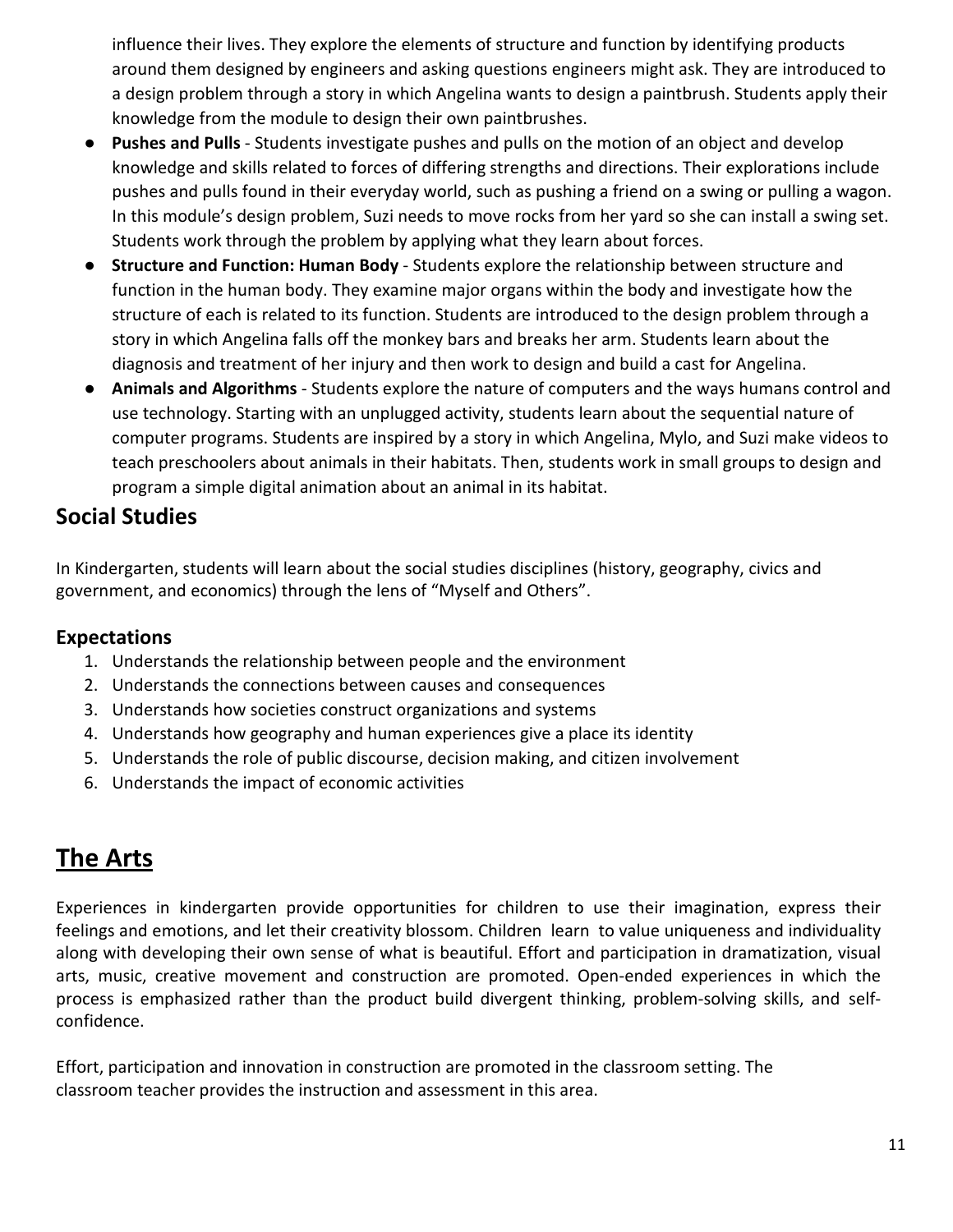influence their lives. They explore the elements of structure and function by identifying products around them designed by engineers and asking questions engineers might ask. They are introduced to a design problem through a story in which Angelina wants to design a paintbrush. Students apply their knowledge from the module to design their own paintbrushes.

- **Pushes and Pulls** - Students investigate pushes and pulls on the motion of an object and develop knowledge and skills related to forces of differing strengths and directions. Their explorations include pushes and pulls found in their everyday world, such as pushing a friend on a swing or pulling a wagon. In this module's design problem, Suzi needs to move rocks from her yard so she can install a swing set. Students work through the problem by applying what they learn about forces.
- **Structure and Function: Human Body** - Students explore the relationship between structure and function in the human body. They examine major organs within the body and investigate how the structure of each is related to its function. Students are introduced to the design problem through a story in which Angelina falls off the monkey bars and breaks her arm. Students learn about the diagnosis and treatment of her injury and then work to design and build a cast for Angelina.
- **Animals and Algorithms** - Students explore the nature of computers and the ways humans control and use technology. Starting with an unplugged activity, students learn about the sequential nature of computer programs. Students are inspired by a story in which Angelina, Mylo, and Suzi make videos to teach preschoolers about animals in their habitats. Then, students work in small groups to design and program a simple digital animation about an animal in its habitat.

## Social Studies

In Kindergarten, students will learn about the social studies disciplines (history, geography, civics and government, and economics) through the lens of "Myself and Others".

### Expectations

1. Understands the relationship between people and the environment
2. Understands the connections between causes and consequences
3. Understands how societies construct organizations and systems
4. Understands how geography and human experiences give a place its identity
5. Understands the role of public discourse, decision making, and citizen involvement
6. Understands the impact of economic activities

# The Arts

Experiences in kindergarten provide opportunities for children to use their imagination, express their feelings and emotions, and let their creativity blossom. Children learn to value uniqueness and individuality along with developing their own sense of what is beautiful. Effort and participation in dramatization, visual arts, music, creative movement and construction are promoted. Open-ended experiences in which the process is emphasized rather than the product build divergent thinking, problem-solving skills, and self-confidence.

Effort, participation and innovation in construction are promoted in the classroom setting. The classroom teacher provides the instruction and assessment in this area.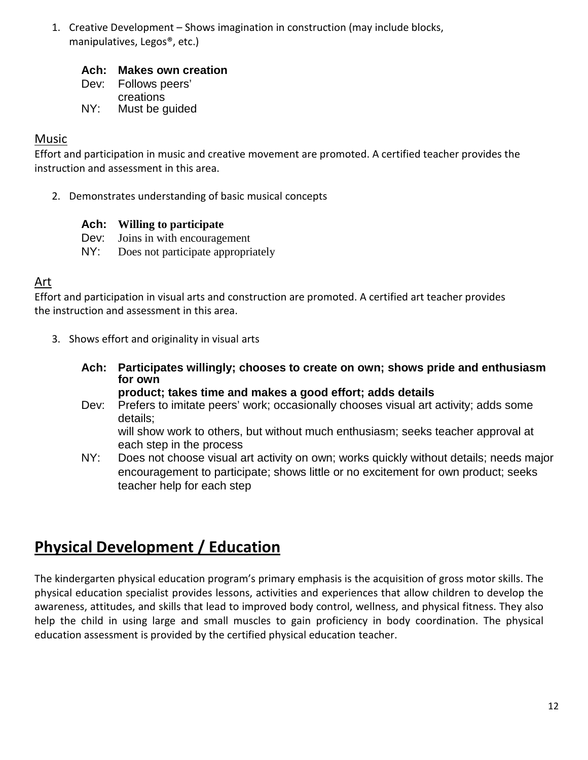1. Creative Development – Shows imagination in construction (may include blocks, manipulatives, Legos®, etc.)

   **Ach: Makes own creation**
   Dev: Follows peers' creations
   NY: Must be guided

## Music

Effort and participation in music and creative movement are promoted. A certified teacher provides the instruction and assessment in this area.

2. Demonstrates understanding of basic musical concepts

   **Ach: Willing to participate**
   Dev: Joins in with encouragement
   NY: Does not participate appropriately

## Art

Effort and participation in visual arts and construction are promoted. A certified art teacher provides the instruction and assessment in this area.

3. Shows effort and originality in visual arts

   **Ach: Participates willingly; chooses to create on own; shows pride and enthusiasm for own product; takes time and makes a good effort; adds details**
   Dev: Prefers to imitate peers' work; occasionally chooses visual art activity; adds some details; will show work to others, but without much enthusiasm; seeks teacher approval at each step in the process
   NY: Does not choose visual art activity on own; works quickly without details; needs major encouragement to participate; shows little or no excitement for own product; seeks teacher help for each step

# Physical Development / Education

The kindergarten physical education program's primary emphasis is the acquisition of gross motor skills. The physical education specialist provides lessons, activities and experiences that allow children to develop the awareness, attitudes, and skills that lead to improved body control, wellness, and physical fitness. They also help the child in using large and small muscles to gain proficiency in body coordination. The physical education assessment is provided by the certified physical education teacher.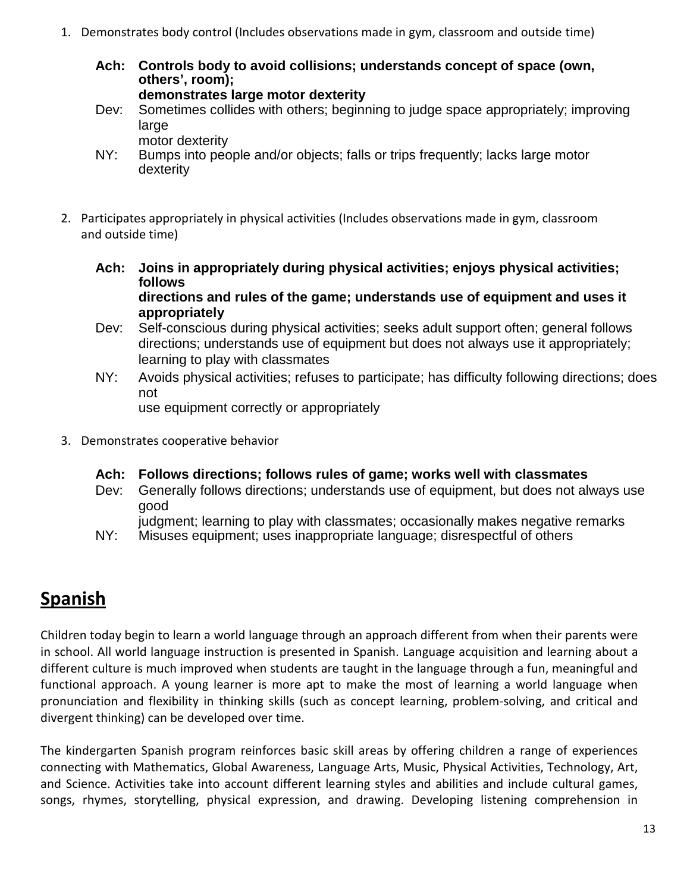1. Demonstrates body control (Includes observations made in gym, classroom and outside time)

   **Ach: Controls body to avoid collisions; understands concept of space (own, others', room); demonstrates large motor dexterity**

   Dev: Sometimes collides with others; beginning to judge space appropriately; improving large motor dexterity

   NY: Bumps into people and/or objects; falls or trips frequently; lacks large motor dexterity

2. Participates appropriately in physical activities (Includes observations made in gym, classroom and outside time)

   **Ach: Joins in appropriately during physical activities; enjoys physical activities; follows directions and rules of the game; understands use of equipment and uses it appropriately**

   Dev: Self-conscious during physical activities; seeks adult support often; general follows directions; understands use of equipment but does not always use it appropriately; learning to play with classmates

   NY: Avoids physical activities; refuses to participate; has difficulty following directions; does not use equipment correctly or appropriately

3. Demonstrates cooperative behavior

   **Ach: Follows directions; follows rules of game; works well with classmates**

   Dev: Generally follows directions; understands use of equipment, but does not always use good judgment; learning to play with classmates; occasionally makes negative remarks

   NY: Misuses equipment; uses inappropriate language; disrespectful of others

## Spanish

Children today begin to learn a world language through an approach different from when their parents were in school. All world language instruction is presented in Spanish. Language acquisition and learning about a different culture is much improved when students are taught in the language through a fun, meaningful and functional approach. A young learner is more apt to make the most of learning a world language when pronunciation and flexibility in thinking skills (such as concept learning, problem-solving, and critical and divergent thinking) can be developed over time.

The kindergarten Spanish program reinforces basic skill areas by offering children a range of experiences connecting with Mathematics, Global Awareness, Language Arts, Music, Physical Activities, Technology, Art, and Science. Activities take into account different learning styles and abilities and include cultural games, songs, rhymes, storytelling, physical expression, and drawing. Developing listening comprehension in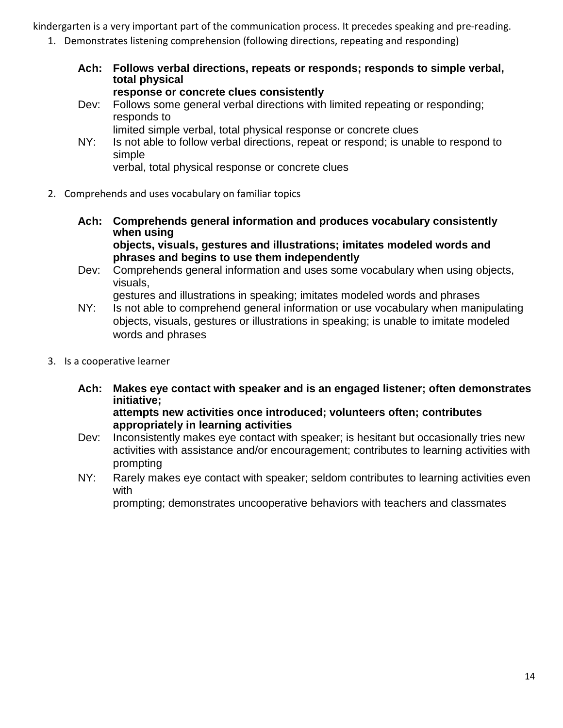kindergarten is a very important part of the communication process. It precedes speaking and pre-reading.

1. Demonstrates listening comprehension (following directions, repeating and responding)

   **Ach: Follows verbal directions, repeats or responds; responds to simple verbal, total physical response or concrete clues consistently**

   Dev: Follows some general verbal directions with limited repeating or responding; responds to limited simple verbal, total physical response or concrete clues

   NY: Is not able to follow verbal directions, repeat or respond; is unable to respond to simple verbal, total physical response or concrete clues

2. Comprehends and uses vocabulary on familiar topics

   **Ach: Comprehends general information and produces vocabulary consistently when using objects, visuals, gestures and illustrations; imitates modeled words and phrases and begins to use them independently**

   Dev: Comprehends general information and uses some vocabulary when using objects, visuals, gestures and illustrations in speaking; imitates modeled words and phrases

   NY: Is not able to comprehend general information or use vocabulary when manipulating objects, visuals, gestures or illustrations in speaking; is unable to imitate modeled words and phrases

3. Is a cooperative learner

   **Ach: Makes eye contact with speaker and is an engaged listener; often demonstrates initiative; attempts new activities once introduced; volunteers often; contributes appropriately in learning activities**

   Dev: Inconsistently makes eye contact with speaker; is hesitant but occasionally tries new activities with assistance and/or encouragement; contributes to learning activities with prompting

   NY: Rarely makes eye contact with speaker; seldom contributes to learning activities even with prompting; demonstrates uncooperative behaviors with teachers and classmates